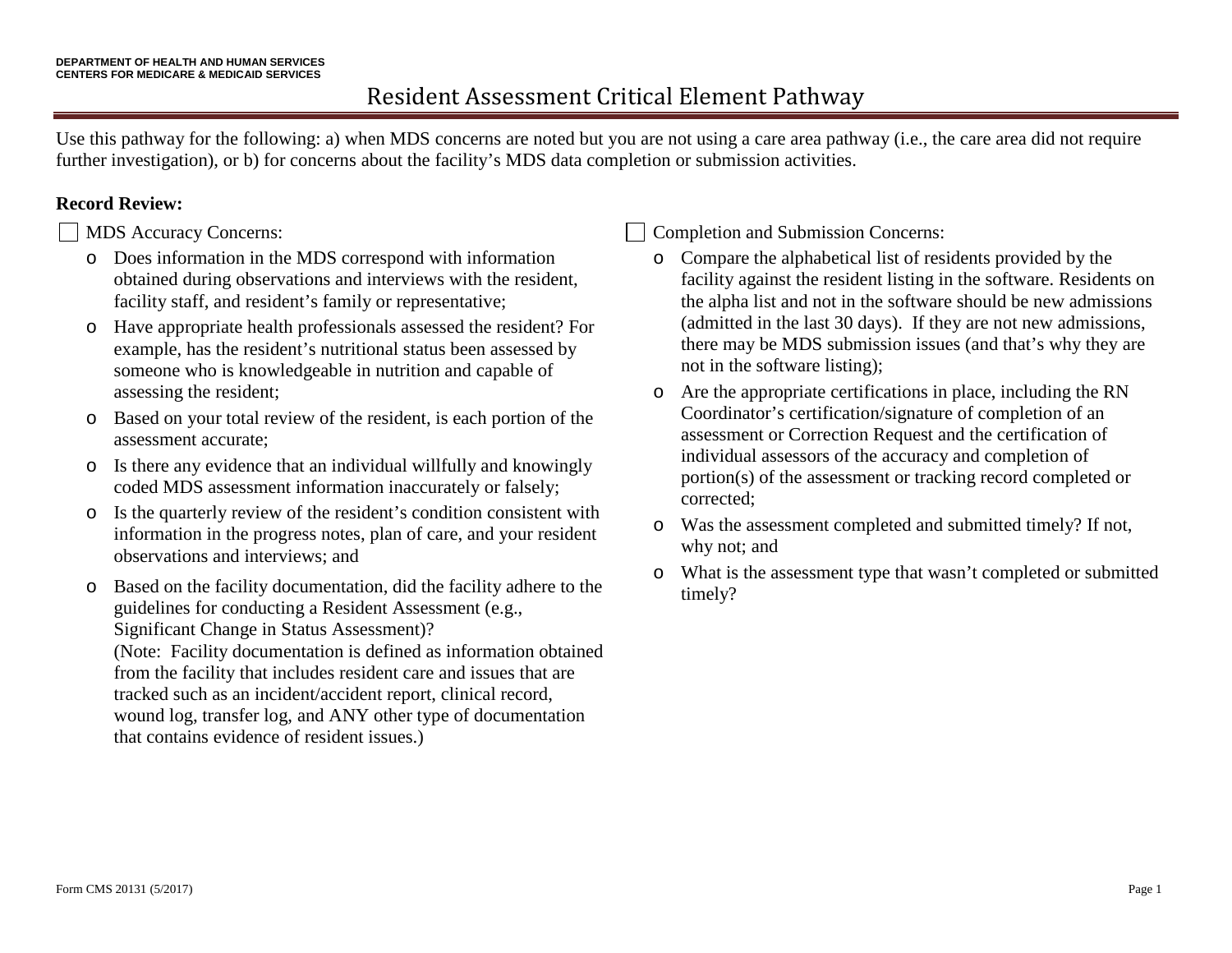DEPARTMENT OF HEALTH AND HUMAN SERVICES
CENTERS FOR MEDICARE & MEDICAID SERVICES

# Resident Assessment Critical Element Pathway

Use this pathway for the following: a) when MDS concerns are noted but you are not using a care area pathway (i.e., the care area did not require further investigation), or b) for concerns about the facility's MDS data completion or submission activities.

**Record Review:**

☐ MDS Accuracy Concerns:

- Does information in the MDS correspond with information obtained during observations and interviews with the resident, facility staff, and resident's family or representative;
- Have appropriate health professionals assessed the resident? For example, has the resident's nutritional status been assessed by someone who is knowledgeable in nutrition and capable of assessing the resident;
- Based on your total review of the resident, is each portion of the assessment accurate;
- Is there any evidence that an individual willfully and knowingly coded MDS assessment information inaccurately or falsely;
- Is the quarterly review of the resident's condition consistent with information in the progress notes, plan of care, and your resident observations and interviews; and
- Based on the facility documentation, did the facility adhere to the guidelines for conducting a Resident Assessment (e.g., Significant Change in Status Assessment)?
  (Note: Facility documentation is defined as information obtained from the facility that includes resident care and issues that are tracked such as an incident/accident report, clinical record, wound log, transfer log, and ANY other type of documentation that contains evidence of resident issues.)

☐ Completion and Submission Concerns:

- Compare the alphabetical list of residents provided by the facility against the resident listing in the software. Residents on the alpha list and not in the software should be new admissions (admitted in the last 30 days). If they are not new admissions, there may be MDS submission issues (and that's why they are not in the software listing);
- Are the appropriate certifications in place, including the RN Coordinator's certification/signature of completion of an assessment or Correction Request and the certification of individual assessors of the accuracy and completion of portion(s) of the assessment or tracking record completed or corrected;
- Was the assessment completed and submitted timely? If not, why not; and
- What is the assessment type that wasn't completed or submitted timely?

Form CMS 20131 (5/2017)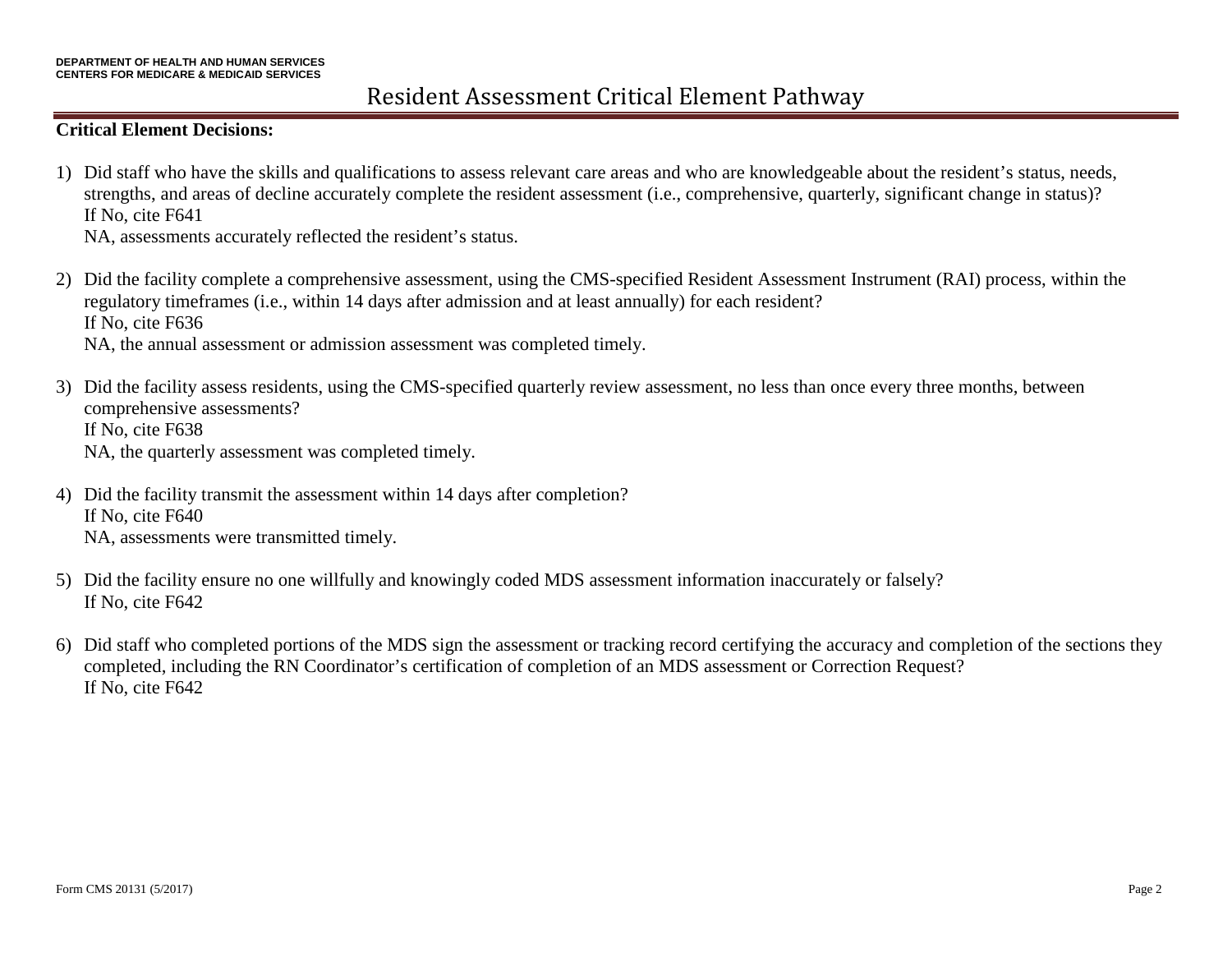# Resident Assessment Critical Element Pathway

**Critical Element Decisions:**

1) Did staff who have the skills and qualifications to assess relevant care areas and who are knowledgeable about the resident's status, needs, strengths, and areas of decline accurately complete the resident assessment (i.e., comprehensive, quarterly, significant change in status)?
   If No, cite F641
   NA, assessments accurately reflected the resident's status.

2) Did the facility complete a comprehensive assessment, using the CMS-specified Resident Assessment Instrument (RAI) process, within the regulatory timeframes (i.e., within 14 days after admission and at least annually) for each resident?
   If No, cite F636
   NA, the annual assessment or admission assessment was completed timely.

3) Did the facility assess residents, using the CMS-specified quarterly review assessment, no less than once every three months, between comprehensive assessments?
   If No, cite F638
   NA, the quarterly assessment was completed timely.

4) Did the facility transmit the assessment within 14 days after completion?
   If No, cite F640
   NA, assessments were transmitted timely.

5) Did the facility ensure no one willfully and knowingly coded MDS assessment information inaccurately or falsely?
   If No, cite F642

6) Did staff who completed portions of the MDS sign the assessment or tracking record certifying the accuracy and completion of the sections they completed, including the RN Coordinator's certification of completion of an MDS assessment or Correction Request?
   If No, cite F642